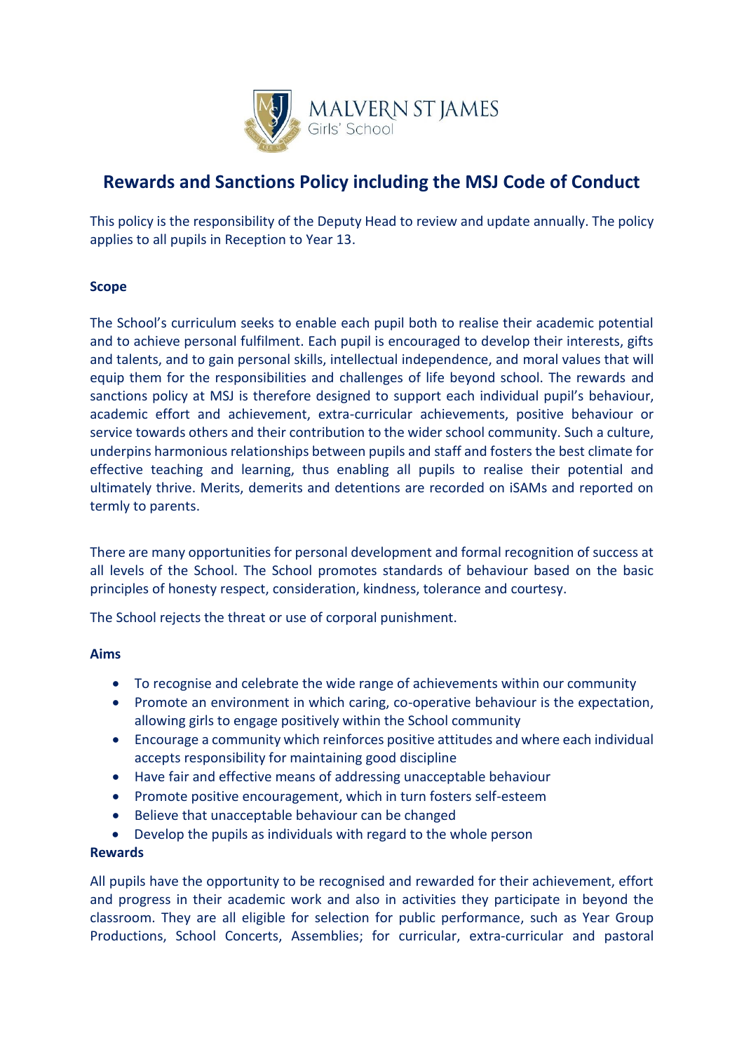MALVERN ST JAMES
Girls' School

# Rewards and Sanctions Policy including the MSJ Code of Conduct

This policy is the responsibility of the Deputy Head to review and update annually. The policy applies to all pupils in Reception to Year 13.

**Scope**

The School's curriculum seeks to enable each pupil both to realise their academic potential and to achieve personal fulfilment. Each pupil is encouraged to develop their interests, gifts and talents, and to gain personal skills, intellectual independence, and moral values that will equip them for the responsibilities and challenges of life beyond school. The rewards and sanctions policy at MSJ is therefore designed to support each individual pupil's behaviour, academic effort and achievement, extra-curricular achievements, positive behaviour or service towards others and their contribution to the wider school community. Such a culture, underpins harmonious relationships between pupils and staff and fosters the best climate for effective teaching and learning, thus enabling all pupils to realise their potential and ultimately thrive. Merits, demerits and detentions are recorded on iSAMs and reported on termly to parents.

There are many opportunities for personal development and formal recognition of success at all levels of the School. The School promotes standards of behaviour based on the basic principles of honesty respect, consideration, kindness, tolerance and courtesy.

The School rejects the threat or use of corporal punishment.

**Aims**

- To recognise and celebrate the wide range of achievements within our community
- Promote an environment in which caring, co-operative behaviour is the expectation, allowing girls to engage positively within the School community
- Encourage a community which reinforces positive attitudes and where each individual accepts responsibility for maintaining good discipline
- Have fair and effective means of addressing unacceptable behaviour
- Promote positive encouragement, which in turn fosters self-esteem
- Believe that unacceptable behaviour can be changed
- Develop the pupils as individuals with regard to the whole person

**Rewards**

All pupils have the opportunity to be recognised and rewarded for their achievement, effort and progress in their academic work and also in activities they participate in beyond the classroom. They are all eligible for selection for public performance, such as Year Group Productions, School Concerts, Assemblies; for curricular, extra-curricular and pastoral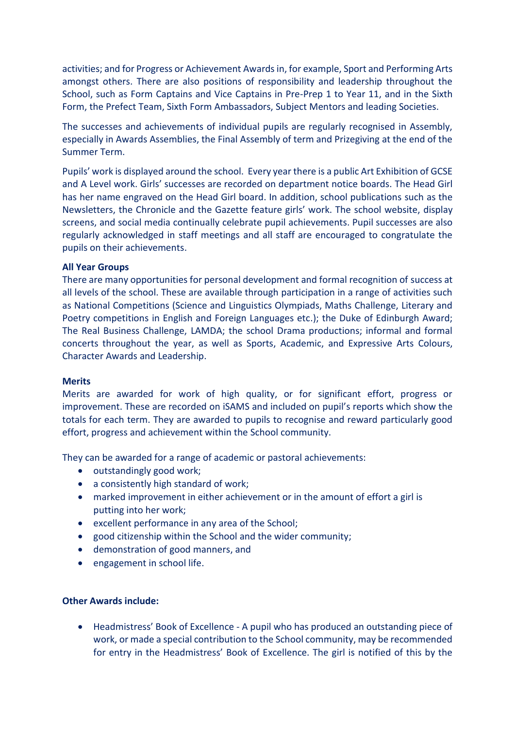activities; and for Progress or Achievement Awards in, for example, Sport and Performing Arts amongst others. There are also positions of responsibility and leadership throughout the School, such as Form Captains and Vice Captains in Pre-Prep 1 to Year 11, and in the Sixth Form, the Prefect Team, Sixth Form Ambassadors, Subject Mentors and leading Societies.

The successes and achievements of individual pupils are regularly recognised in Assembly, especially in Awards Assemblies, the Final Assembly of term and Prizegiving at the end of the Summer Term.

Pupils' work is displayed around the school. Every year there is a public Art Exhibition of GCSE and A Level work. Girls' successes are recorded on department notice boards. The Head Girl has her name engraved on the Head Girl board. In addition, school publications such as the Newsletters, the Chronicle and the Gazette feature girls' work. The school website, display screens, and social media continually celebrate pupil achievements. Pupil successes are also regularly acknowledged in staff meetings and all staff are encouraged to congratulate the pupils on their achievements.

**All Year Groups**

There are many opportunities for personal development and formal recognition of success at all levels of the school. These are available through participation in a range of activities such as National Competitions (Science and Linguistics Olympiads, Maths Challenge, Literary and Poetry competitions in English and Foreign Languages etc.); the Duke of Edinburgh Award; The Real Business Challenge, LAMDA; the school Drama productions; informal and formal concerts throughout the year, as well as Sports, Academic, and Expressive Arts Colours, Character Awards and Leadership.

**Merits**

Merits are awarded for work of high quality, or for significant effort, progress or improvement. These are recorded on iSAMS and included on pupil's reports which show the totals for each term. They are awarded to pupils to recognise and reward particularly good effort, progress and achievement within the School community.

They can be awarded for a range of academic or pastoral achievements:

- outstandingly good work;
- a consistently high standard of work;
- marked improvement in either achievement or in the amount of effort a girl is putting into her work;
- excellent performance in any area of the School;
- good citizenship within the School and the wider community;
- demonstration of good manners, and
- engagement in school life.

**Other Awards include:**

- Headmistress' Book of Excellence - A pupil who has produced an outstanding piece of work, or made a special contribution to the School community, may be recommended for entry in the Headmistress' Book of Excellence. The girl is notified of this by the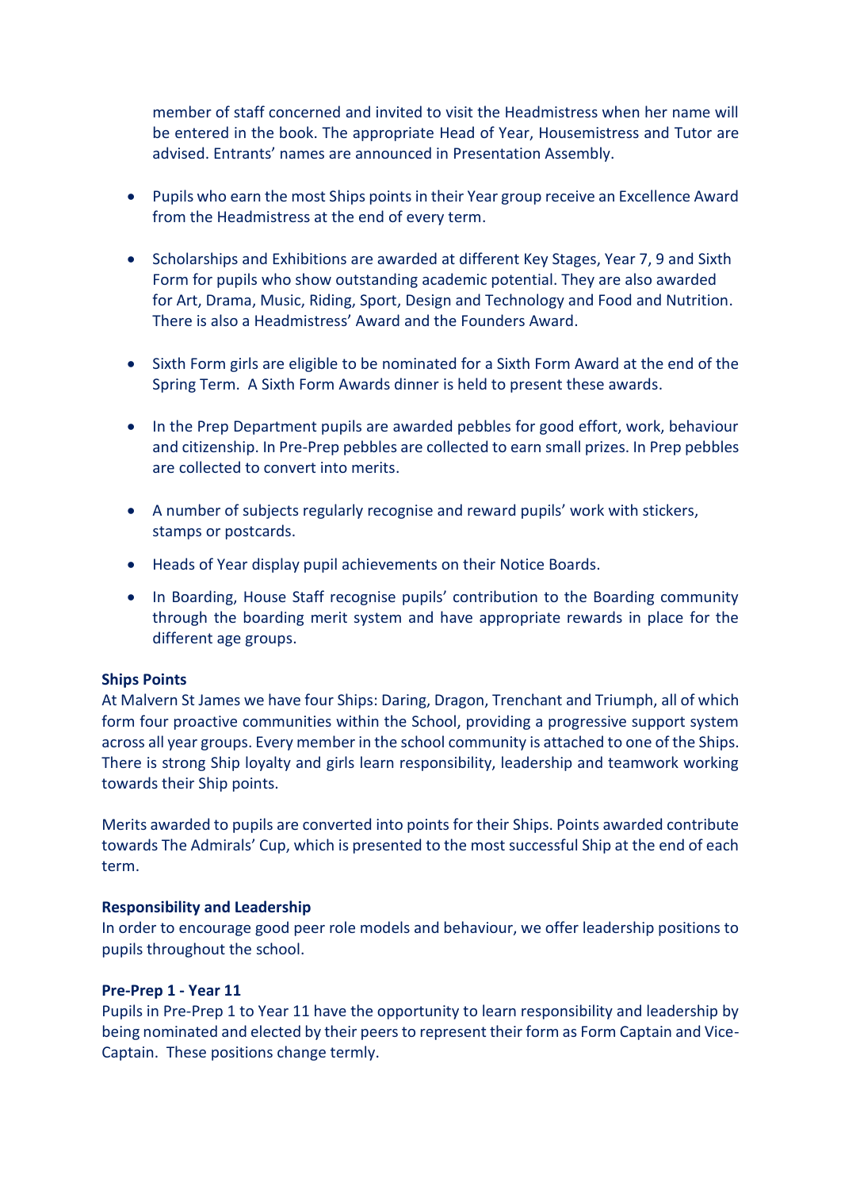member of staff concerned and invited to visit the Headmistress when her name will be entered in the book. The appropriate Head of Year, Housemistress and Tutor are advised. Entrants' names are announced in Presentation Assembly.

- Pupils who earn the most Ships points in their Year group receive an Excellence Award from the Headmistress at the end of every term.
- Scholarships and Exhibitions are awarded at different Key Stages, Year 7, 9 and Sixth Form for pupils who show outstanding academic potential. They are also awarded for Art, Drama, Music, Riding, Sport, Design and Technology and Food and Nutrition. There is also a Headmistress' Award and the Founders Award.
- Sixth Form girls are eligible to be nominated for a Sixth Form Award at the end of the Spring Term. A Sixth Form Awards dinner is held to present these awards.
- In the Prep Department pupils are awarded pebbles for good effort, work, behaviour and citizenship. In Pre-Prep pebbles are collected to earn small prizes. In Prep pebbles are collected to convert into merits.
- A number of subjects regularly recognise and reward pupils' work with stickers, stamps or postcards.
- Heads of Year display pupil achievements on their Notice Boards.
- In Boarding, House Staff recognise pupils' contribution to the Boarding community through the boarding merit system and have appropriate rewards in place for the different age groups.

**Ships Points**

At Malvern St James we have four Ships: Daring, Dragon, Trenchant and Triumph, all of which form four proactive communities within the School, providing a progressive support system across all year groups. Every member in the school community is attached to one of the Ships. There is strong Ship loyalty and girls learn responsibility, leadership and teamwork working towards their Ship points.

Merits awarded to pupils are converted into points for their Ships. Points awarded contribute towards The Admirals' Cup, which is presented to the most successful Ship at the end of each term.

**Responsibility and Leadership**

In order to encourage good peer role models and behaviour, we offer leadership positions to pupils throughout the school.

**Pre-Prep 1 - Year 11**

Pupils in Pre-Prep 1 to Year 11 have the opportunity to learn responsibility and leadership by being nominated and elected by their peers to represent their form as Form Captain and Vice-Captain. These positions change termly.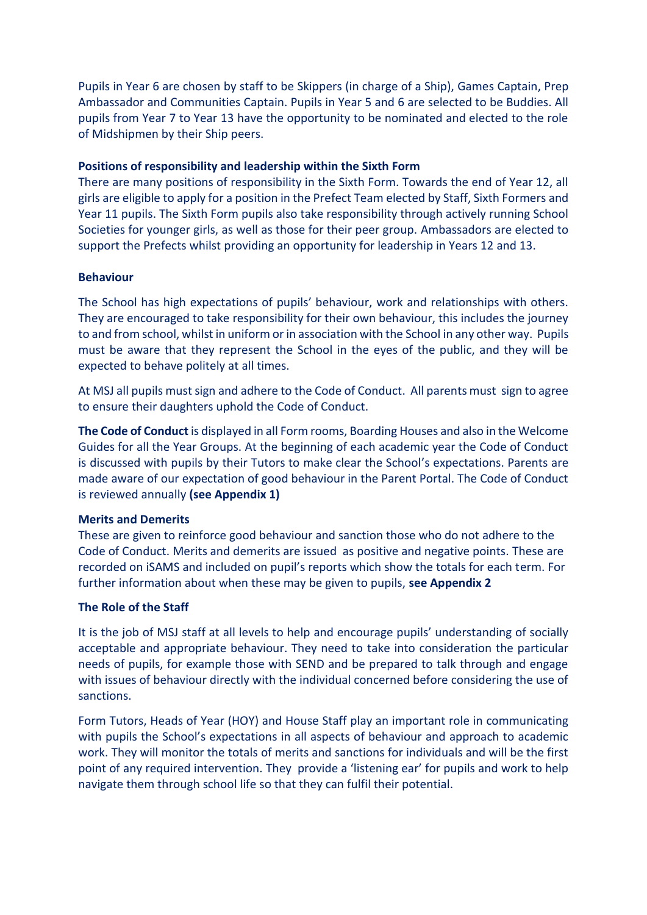Pupils in Year 6 are chosen by staff to be Skippers (in charge of a Ship), Games Captain, Prep Ambassador and Communities Captain. Pupils in Year 5 and 6 are selected to be Buddies. All pupils from Year 7 to Year 13 have the opportunity to be nominated and elected to the role of Midshipmen by their Ship peers.

**Positions of responsibility and leadership within the Sixth Form**

There are many positions of responsibility in the Sixth Form. Towards the end of Year 12, all girls are eligible to apply for a position in the Prefect Team elected by Staff, Sixth Formers and Year 11 pupils. The Sixth Form pupils also take responsibility through actively running School Societies for younger girls, as well as those for their peer group. Ambassadors are elected to support the Prefects whilst providing an opportunity for leadership in Years 12 and 13.

**Behaviour**

The School has high expectations of pupils' behaviour, work and relationships with others. They are encouraged to take responsibility for their own behaviour, this includes the journey to and from school, whilst in uniform or in association with the School in any other way. Pupils must be aware that they represent the School in the eyes of the public, and they will be expected to behave politely at all times.

At MSJ all pupils must sign and adhere to the Code of Conduct. All parents must sign to agree to ensure their daughters uphold the Code of Conduct.

**The Code of Conduct** is displayed in all Form rooms, Boarding Houses and also in the Welcome Guides for all the Year Groups. At the beginning of each academic year the Code of Conduct is discussed with pupils by their Tutors to make clear the School's expectations. Parents are made aware of our expectation of good behaviour in the Parent Portal. The Code of Conduct is reviewed annually **(see Appendix 1)**

**Merits and Demerits**

These are given to reinforce good behaviour and sanction those who do not adhere to the Code of Conduct. Merits and demerits are issued as positive and negative points. These are recorded on iSAMS and included on pupil's reports which show the totals for each term. For further information about when these may be given to pupils, **see Appendix 2**

**The Role of the Staff**

It is the job of MSJ staff at all levels to help and encourage pupils' understanding of socially acceptable and appropriate behaviour. They need to take into consideration the particular needs of pupils, for example those with SEND and be prepared to talk through and engage with issues of behaviour directly with the individual concerned before considering the use of sanctions.

Form Tutors, Heads of Year (HOY) and House Staff play an important role in communicating with pupils the School's expectations in all aspects of behaviour and approach to academic work. They will monitor the totals of merits and sanctions for individuals and will be the first point of any required intervention. They provide a 'listening ear' for pupils and work to help navigate them through school life so that they can fulfil their potential.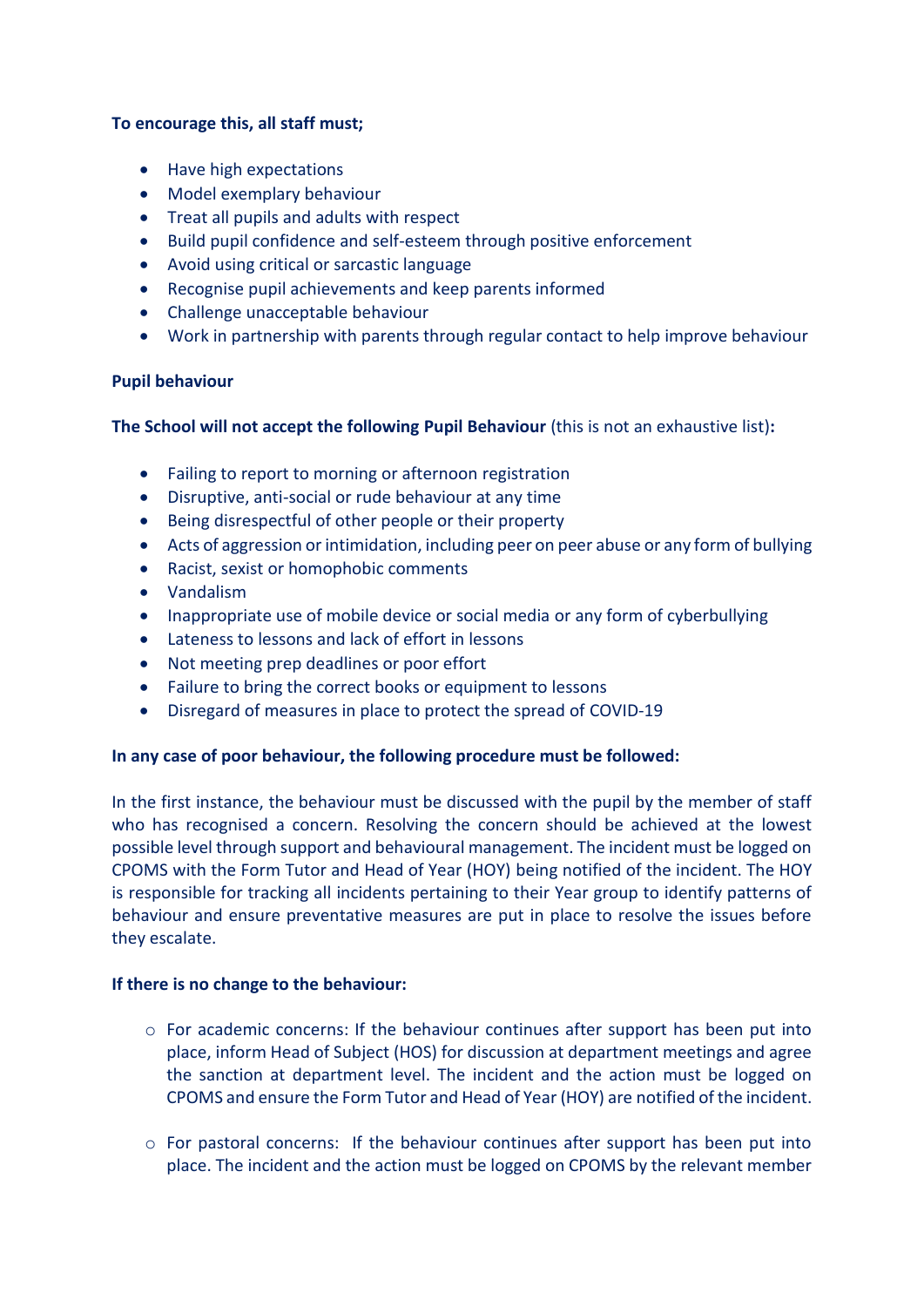**To encourage this, all staff must;**

- Have high expectations
- Model exemplary behaviour
- Treat all pupils and adults with respect
- Build pupil confidence and self-esteem through positive enforcement
- Avoid using critical or sarcastic language
- Recognise pupil achievements and keep parents informed
- Challenge unacceptable behaviour
- Work in partnership with parents through regular contact to help improve behaviour

**Pupil behaviour**

**The School will not accept the following Pupil Behaviour** (this is not an exhaustive list)**:**

- Failing to report to morning or afternoon registration
- Disruptive, anti-social or rude behaviour at any time
- Being disrespectful of other people or their property
- Acts of aggression or intimidation, including peer on peer abuse or any form of bullying
- Racist, sexist or homophobic comments
- Vandalism
- Inappropriate use of mobile device or social media or any form of cyberbullying
- Lateness to lessons and lack of effort in lessons
- Not meeting prep deadlines or poor effort
- Failure to bring the correct books or equipment to lessons
- Disregard of measures in place to protect the spread of COVID-19

**In any case of poor behaviour, the following procedure must be followed:**

In the first instance, the behaviour must be discussed with the pupil by the member of staff who has recognised a concern. Resolving the concern should be achieved at the lowest possible level through support and behavioural management. The incident must be logged on CPOMS with the Form Tutor and Head of Year (HOY) being notified of the incident. The HOY is responsible for tracking all incidents pertaining to their Year group to identify patterns of behaviour and ensure preventative measures are put in place to resolve the issues before they escalate.

**If there is no change to the behaviour:**

- For academic concerns: If the behaviour continues after support has been put into place, inform Head of Subject (HOS) for discussion at department meetings and agree the sanction at department level. The incident and the action must be logged on CPOMS and ensure the Form Tutor and Head of Year (HOY) are notified of the incident.

- For pastoral concerns: If the behaviour continues after support has been put into place. The incident and the action must be logged on CPOMS by the relevant member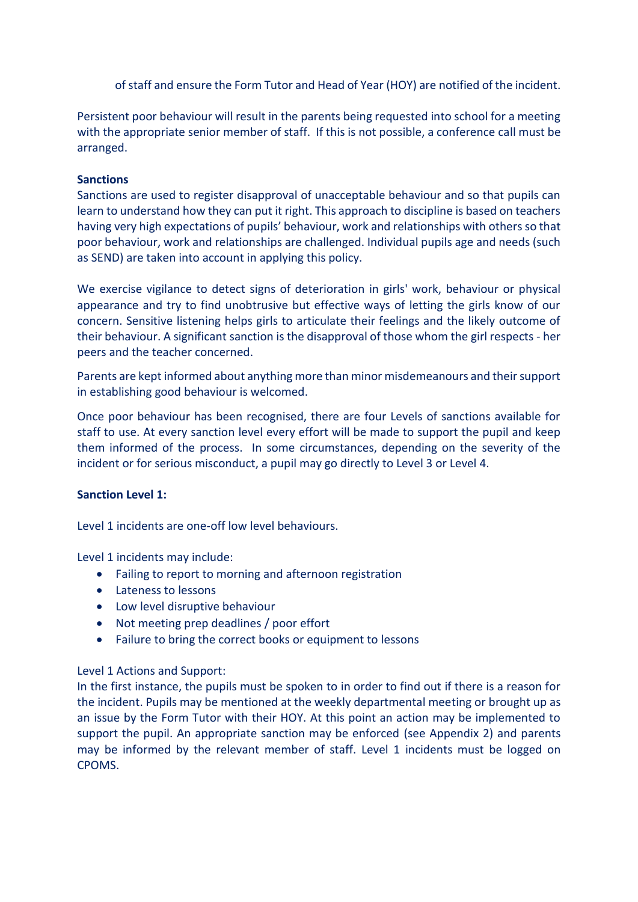of staff and ensure the Form Tutor and Head of Year (HOY) are notified of the incident.

Persistent poor behaviour will result in the parents being requested into school for a meeting with the appropriate senior member of staff. If this is not possible, a conference call must be arranged.

**Sanctions**

Sanctions are used to register disapproval of unacceptable behaviour and so that pupils can learn to understand how they can put it right. This approach to discipline is based on teachers having very high expectations of pupils' behaviour, work and relationships with others so that poor behaviour, work and relationships are challenged. Individual pupils age and needs (such as SEND) are taken into account in applying this policy.

We exercise vigilance to detect signs of deterioration in girls' work, behaviour or physical appearance and try to find unobtrusive but effective ways of letting the girls know of our concern. Sensitive listening helps girls to articulate their feelings and the likely outcome of their behaviour. A significant sanction is the disapproval of those whom the girl respects - her peers and the teacher concerned.

Parents are kept informed about anything more than minor misdemeanours and their support in establishing good behaviour is welcomed.

Once poor behaviour has been recognised, there are four Levels of sanctions available for staff to use. At every sanction level every effort will be made to support the pupil and keep them informed of the process. In some circumstances, depending on the severity of the incident or for serious misconduct, a pupil may go directly to Level 3 or Level 4.

**Sanction Level 1:**

Level 1 incidents are one-off low level behaviours.

Level 1 incidents may include:

- Failing to report to morning and afternoon registration
- Lateness to lessons
- Low level disruptive behaviour
- Not meeting prep deadlines / poor effort
- Failure to bring the correct books or equipment to lessons

Level 1 Actions and Support:

In the first instance, the pupils must be spoken to in order to find out if there is a reason for the incident. Pupils may be mentioned at the weekly departmental meeting or brought up as an issue by the Form Tutor with their HOY. At this point an action may be implemented to support the pupil. An appropriate sanction may be enforced (see Appendix 2) and parents may be informed by the relevant member of staff. Level 1 incidents must be logged on CPOMS.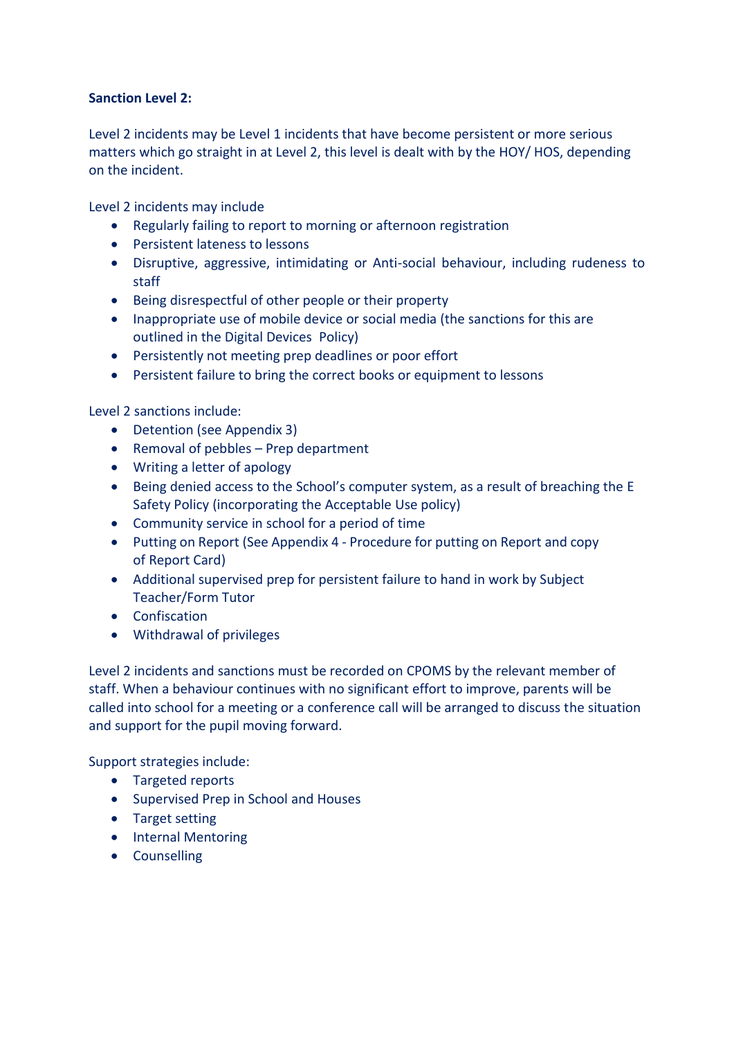**Sanction Level 2:**

Level 2 incidents may be Level 1 incidents that have become persistent or more serious matters which go straight in at Level 2, this level is dealt with by the HOY/ HOS, depending on the incident.

Level 2 incidents may include

- Regularly failing to report to morning or afternoon registration
- Persistent lateness to lessons
- Disruptive, aggressive, intimidating or Anti-social behaviour, including rudeness to staff
- Being disrespectful of other people or their property
- Inappropriate use of mobile device or social media (the sanctions for this are outlined in the Digital Devices Policy)
- Persistently not meeting prep deadlines or poor effort
- Persistent failure to bring the correct books or equipment to lessons

Level 2 sanctions include:

- Detention (see Appendix 3)
- Removal of pebbles – Prep department
- Writing a letter of apology
- Being denied access to the School's computer system, as a result of breaching the E Safety Policy (incorporating the Acceptable Use policy)
- Community service in school for a period of time
- Putting on Report (See Appendix 4 - Procedure for putting on Report and copy of Report Card)
- Additional supervised prep for persistent failure to hand in work by Subject Teacher/Form Tutor
- Confiscation
- Withdrawal of privileges

Level 2 incidents and sanctions must be recorded on CPOMS by the relevant member of staff. When a behaviour continues with no significant effort to improve, parents will be called into school for a meeting or a conference call will be arranged to discuss the situation and support for the pupil moving forward.

Support strategies include:

- Targeted reports
- Supervised Prep in School and Houses
- Target setting
- Internal Mentoring
- Counselling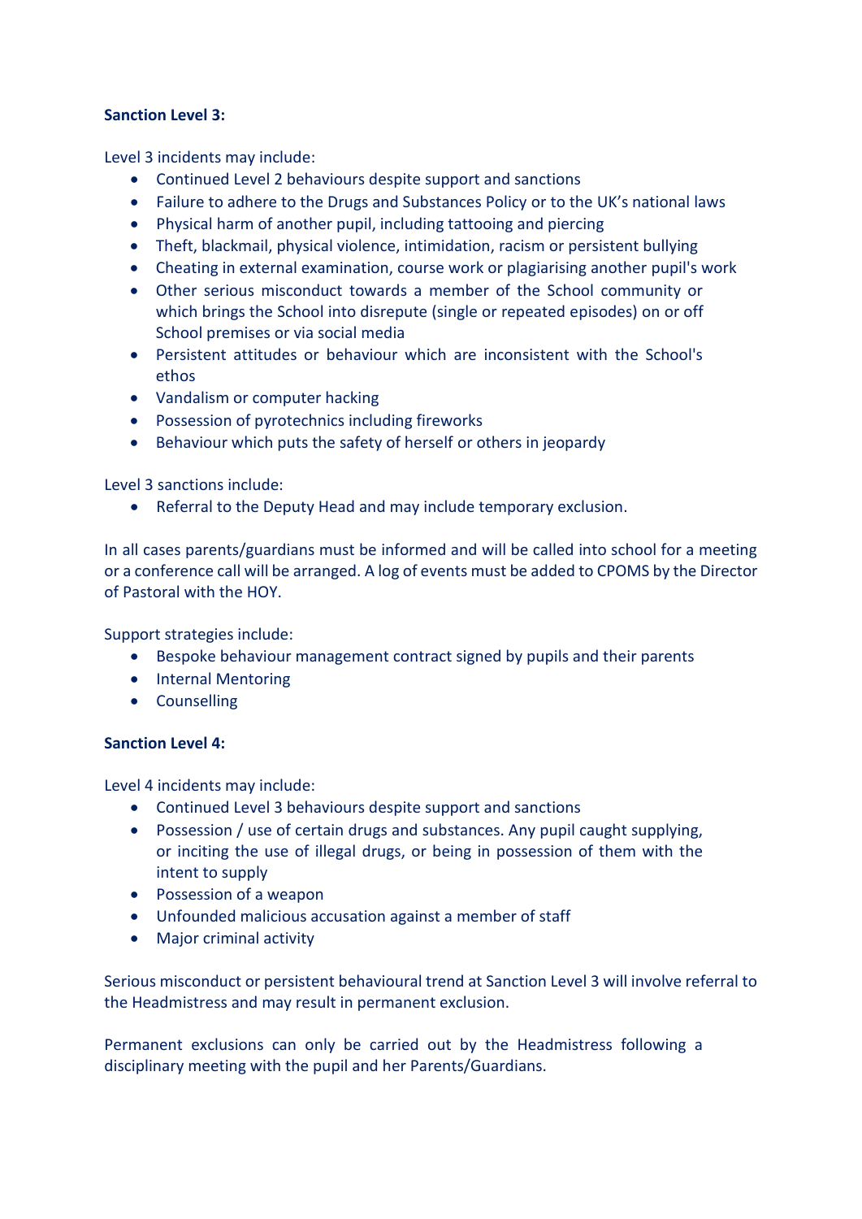**Sanction Level 3:**

Level 3 incidents may include:

- Continued Level 2 behaviours despite support and sanctions
- Failure to adhere to the Drugs and Substances Policy or to the UK's national laws
- Physical harm of another pupil, including tattooing and piercing
- Theft, blackmail, physical violence, intimidation, racism or persistent bullying
- Cheating in external examination, course work or plagiarising another pupil's work
- Other serious misconduct towards a member of the School community or which brings the School into disrepute (single or repeated episodes) on or off School premises or via social media
- Persistent attitudes or behaviour which are inconsistent with the School's ethos
- Vandalism or computer hacking
- Possession of pyrotechnics including fireworks
- Behaviour which puts the safety of herself or others in jeopardy

Level 3 sanctions include:

- Referral to the Deputy Head and may include temporary exclusion.

In all cases parents/guardians must be informed and will be called into school for a meeting or a conference call will be arranged. A log of events must be added to CPOMS by the Director of Pastoral with the HOY.

Support strategies include:

- Bespoke behaviour management contract signed by pupils and their parents
- Internal Mentoring
- Counselling

**Sanction Level 4:**

Level 4 incidents may include:

- Continued Level 3 behaviours despite support and sanctions
- Possession / use of certain drugs and substances. Any pupil caught supplying, or inciting the use of illegal drugs, or being in possession of them with the intent to supply
- Possession of a weapon
- Unfounded malicious accusation against a member of staff
- Major criminal activity

Serious misconduct or persistent behavioural trend at Sanction Level 3 will involve referral to the Headmistress and may result in permanent exclusion.

Permanent exclusions can only be carried out by the Headmistress following a disciplinary meeting with the pupil and her Parents/Guardians.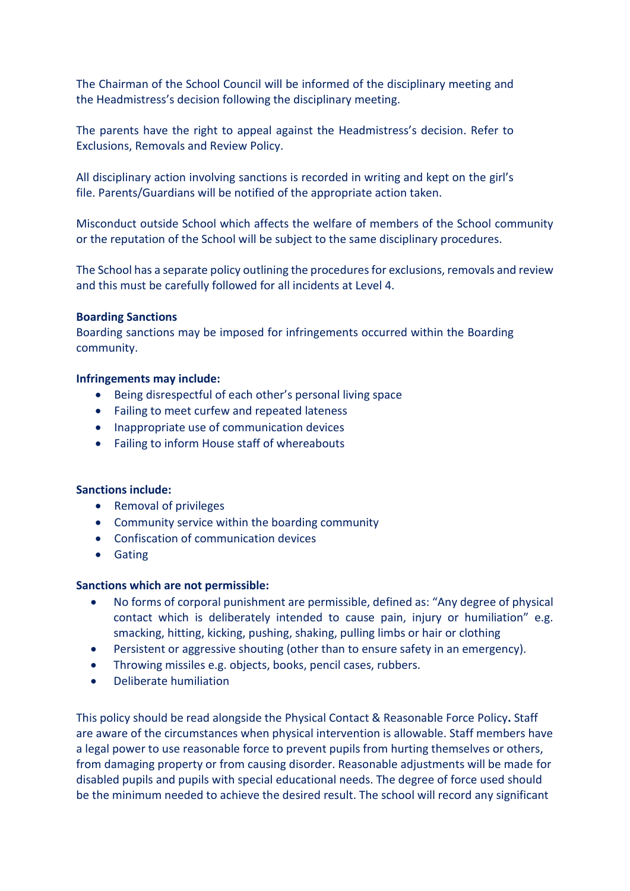The Chairman of the School Council will be informed of the disciplinary meeting and the Headmistress's decision following the disciplinary meeting.

The parents have the right to appeal against the Headmistress's decision. Refer to Exclusions, Removals and Review Policy.

All disciplinary action involving sanctions is recorded in writing and kept on the girl's file. Parents/Guardians will be notified of the appropriate action taken.

Misconduct outside School which affects the welfare of members of the School community or the reputation of the School will be subject to the same disciplinary procedures.

The School has a separate policy outlining the procedures for exclusions, removals and review and this must be carefully followed for all incidents at Level 4.

**Boarding Sanctions**
Boarding sanctions may be imposed for infringements occurred within the Boarding community.

**Infringements may include:**

- Being disrespectful of each other's personal living space
- Failing to meet curfew and repeated lateness
- Inappropriate use of communication devices
- Failing to inform House staff of whereabouts

**Sanctions include:**

- Removal of privileges
- Community service within the boarding community
- Confiscation of communication devices
- Gating

**Sanctions which are not permissible:**

- No forms of corporal punishment are permissible, defined as: "Any degree of physical contact which is deliberately intended to cause pain, injury or humiliation" e.g. smacking, hitting, kicking, pushing, shaking, pulling limbs or hair or clothing
- Persistent or aggressive shouting (other than to ensure safety in an emergency).
- Throwing missiles e.g. objects, books, pencil cases, rubbers.
- Deliberate humiliation

This policy should be read alongside the Physical Contact & Reasonable Force Policy**.** Staff are aware of the circumstances when physical intervention is allowable. Staff members have a legal power to use reasonable force to prevent pupils from hurting themselves or others, from damaging property or from causing disorder. Reasonable adjustments will be made for disabled pupils and pupils with special educational needs. The degree of force used should be the minimum needed to achieve the desired result. The school will record any significant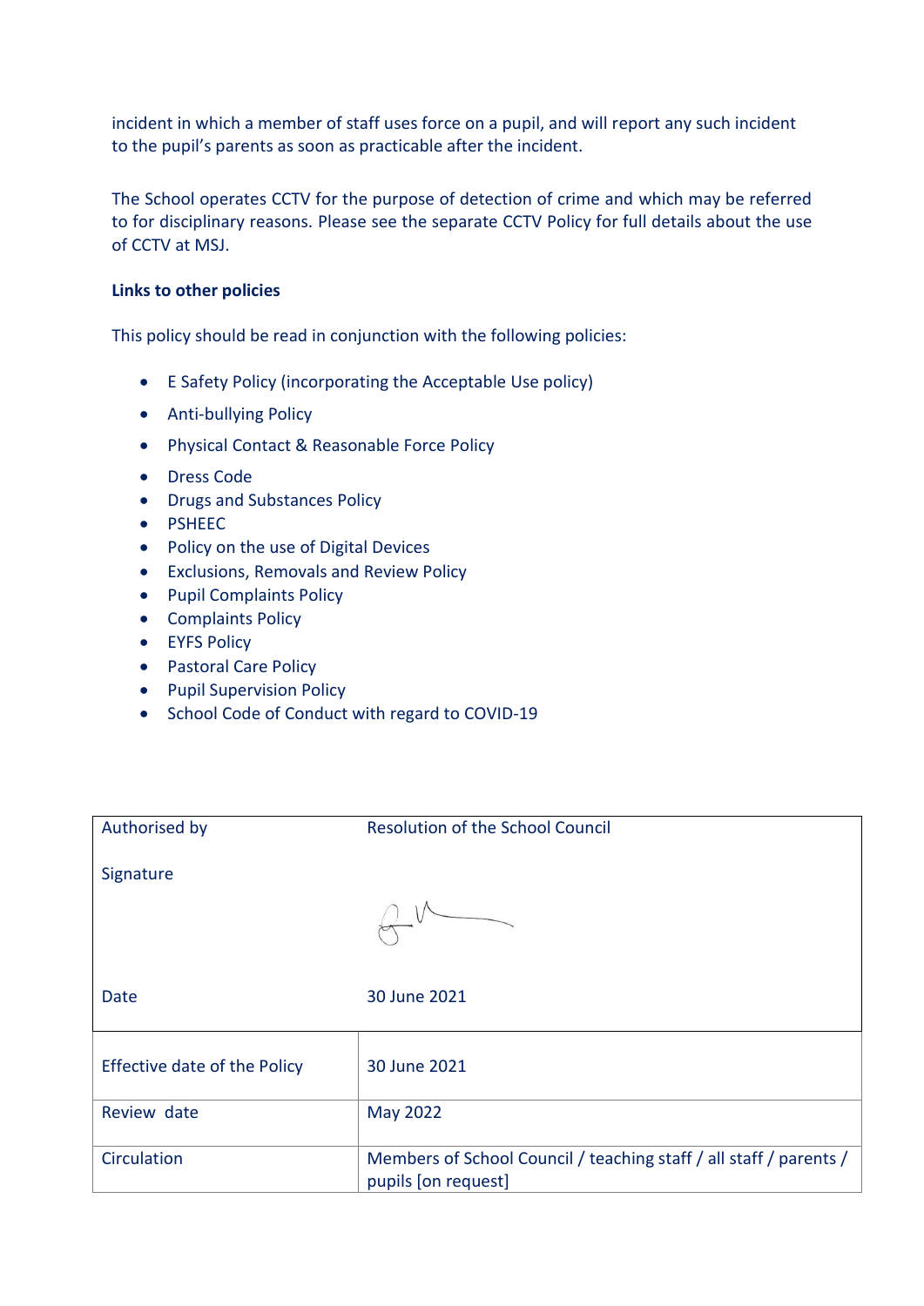incident in which a member of staff uses force on a pupil, and will report any such incident to the pupil's parents as soon as practicable after the incident.

The School operates CCTV for the purpose of detection of crime and which may be referred to for disciplinary reasons. Please see the separate CCTV Policy for full details about the use of CCTV at MSJ.

**Links to other policies**

This policy should be read in conjunction with the following policies:

- E Safety Policy (incorporating the Acceptable Use policy)
- Anti-bullying Policy
- Physical Contact & Reasonable Force Policy
- Dress Code
- Drugs and Substances Policy
- PSHEEC
- Policy on the use of Digital Devices
- Exclusions, Removals and Review Policy
- Pupil Complaints Policy
- Complaints Policy
- EYFS Policy
- Pastoral Care Policy
- Pupil Supervision Policy
- School Code of Conduct with regard to COVID-19

| | |
|---|---|
| Authorised by | Resolution of the School Council |
| Signature | |
| Date | 30 June 2021 |
| Effective date of the Policy | 30 June 2021 |
| Review date | May 2022 |
| Circulation | Members of School Council / teaching staff / all staff / parents / pupils [on request] |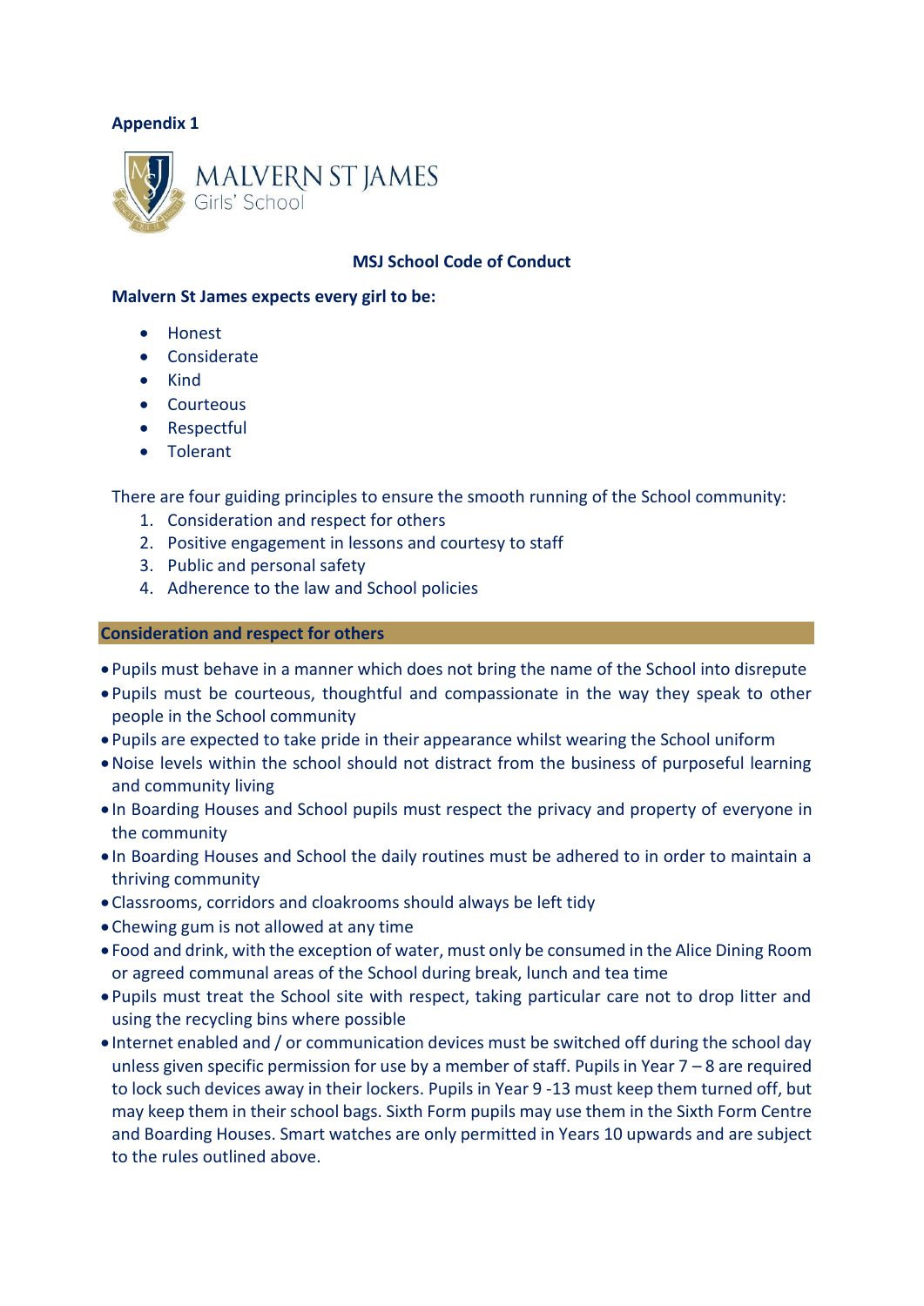**Appendix 1**

MALVERN ST JAMES
Girls' School

## MSJ School Code of Conduct

**Malvern St James expects every girl to be:**

- Honest
- Considerate
- Kind
- Courteous
- Respectful
- Tolerant

There are four guiding principles to ensure the smooth running of the School community:

1. Consideration and respect for others
2. Positive engagement in lessons and courtesy to staff
3. Public and personal safety
4. Adherence to the law and School policies

### Consideration and respect for others

- Pupils must behave in a manner which does not bring the name of the School into disrepute
- Pupils must be courteous, thoughtful and compassionate in the way they speak to other people in the School community
- Pupils are expected to take pride in their appearance whilst wearing the School uniform
- Noise levels within the school should not distract from the business of purposeful learning and community living
- In Boarding Houses and School pupils must respect the privacy and property of everyone in the community
- In Boarding Houses and School the daily routines must be adhered to in order to maintain a thriving community
- Classrooms, corridors and cloakrooms should always be left tidy
- Chewing gum is not allowed at any time
- Food and drink, with the exception of water, must only be consumed in the Alice Dining Room or agreed communal areas of the School during break, lunch and tea time
- Pupils must treat the School site with respect, taking particular care not to drop litter and using the recycling bins where possible
- Internet enabled and / or communication devices must be switched off during the school day unless given specific permission for use by a member of staff. Pupils in Year 7 – 8 are required to lock such devices away in their lockers. Pupils in Year 9 -13 must keep them turned off, but may keep them in their school bags. Sixth Form pupils may use them in the Sixth Form Centre and Boarding Houses. Smart watches are only permitted in Years 10 upwards and are subject to the rules outlined above.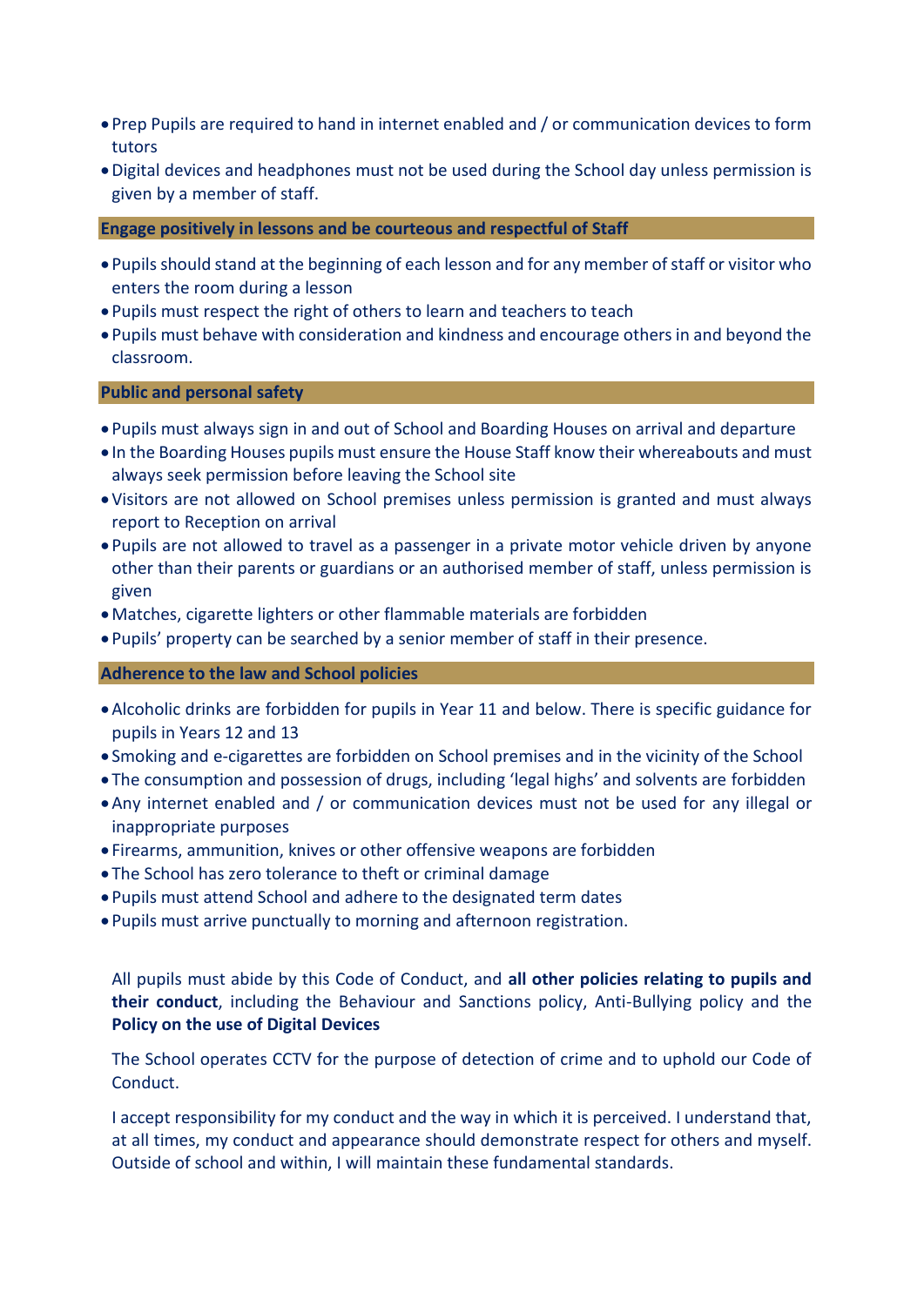- Prep Pupils are required to hand in internet enabled and / or communication devices to form tutors
- Digital devices and headphones must not be used during the School day unless permission is given by a member of staff.

**Engage positively in lessons and be courteous and respectful of Staff**

- Pupils should stand at the beginning of each lesson and for any member of staff or visitor who enters the room during a lesson
- Pupils must respect the right of others to learn and teachers to teach
- Pupils must behave with consideration and kindness and encourage others in and beyond the classroom.

**Public and personal safety**

- Pupils must always sign in and out of School and Boarding Houses on arrival and departure
- In the Boarding Houses pupils must ensure the House Staff know their whereabouts and must always seek permission before leaving the School site
- Visitors are not allowed on School premises unless permission is granted and must always report to Reception on arrival
- Pupils are not allowed to travel as a passenger in a private motor vehicle driven by anyone other than their parents or guardians or an authorised member of staff, unless permission is given
- Matches, cigarette lighters or other flammable materials are forbidden
- Pupils' property can be searched by a senior member of staff in their presence.

**Adherence to the law and School policies**

- Alcoholic drinks are forbidden for pupils in Year 11 and below. There is specific guidance for pupils in Years 12 and 13
- Smoking and e-cigarettes are forbidden on School premises and in the vicinity of the School
- The consumption and possession of drugs, including 'legal highs' and solvents are forbidden
- Any internet enabled and / or communication devices must not be used for any illegal or inappropriate purposes
- Firearms, ammunition, knives or other offensive weapons are forbidden
- The School has zero tolerance to theft or criminal damage
- Pupils must attend School and adhere to the designated term dates
- Pupils must arrive punctually to morning and afternoon registration.

All pupils must abide by this Code of Conduct, and **all other policies relating to pupils and their conduct**, including the Behaviour and Sanctions policy, Anti-Bullying policy and the **Policy on the use of Digital Devices**

The School operates CCTV for the purpose of detection of crime and to uphold our Code of Conduct.

I accept responsibility for my conduct and the way in which it is perceived. I understand that, at all times, my conduct and appearance should demonstrate respect for others and myself. Outside of school and within, I will maintain these fundamental standards.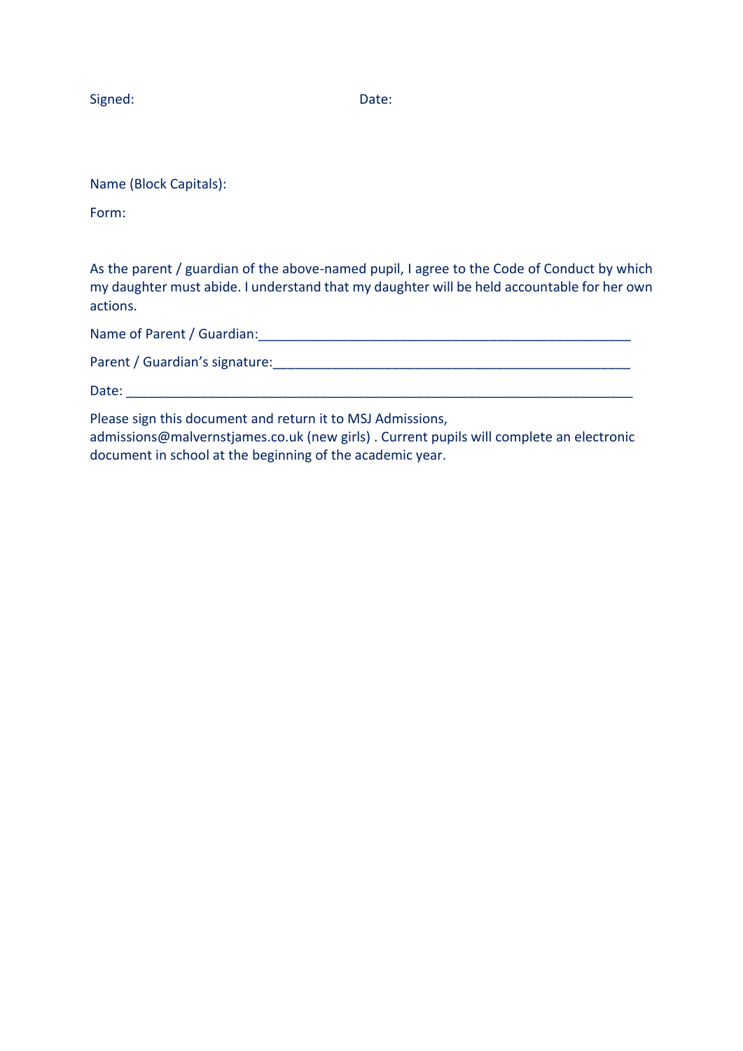Signed: Date:

Name (Block Capitals):

Form:

As the parent / guardian of the above-named pupil, I agree to the Code of Conduct by which my daughter must abide. I understand that my daughter will be held accountable for her own actions.

Name of Parent / Guardian:___________________________________________________

Parent / Guardian's signature:_________________________________________________

Date: ____________________________________________________________________

Please sign this document and return it to MSJ Admissions, admissions@malvernstjames.co.uk (new girls) . Current pupils will complete an electronic document in school at the beginning of the academic year.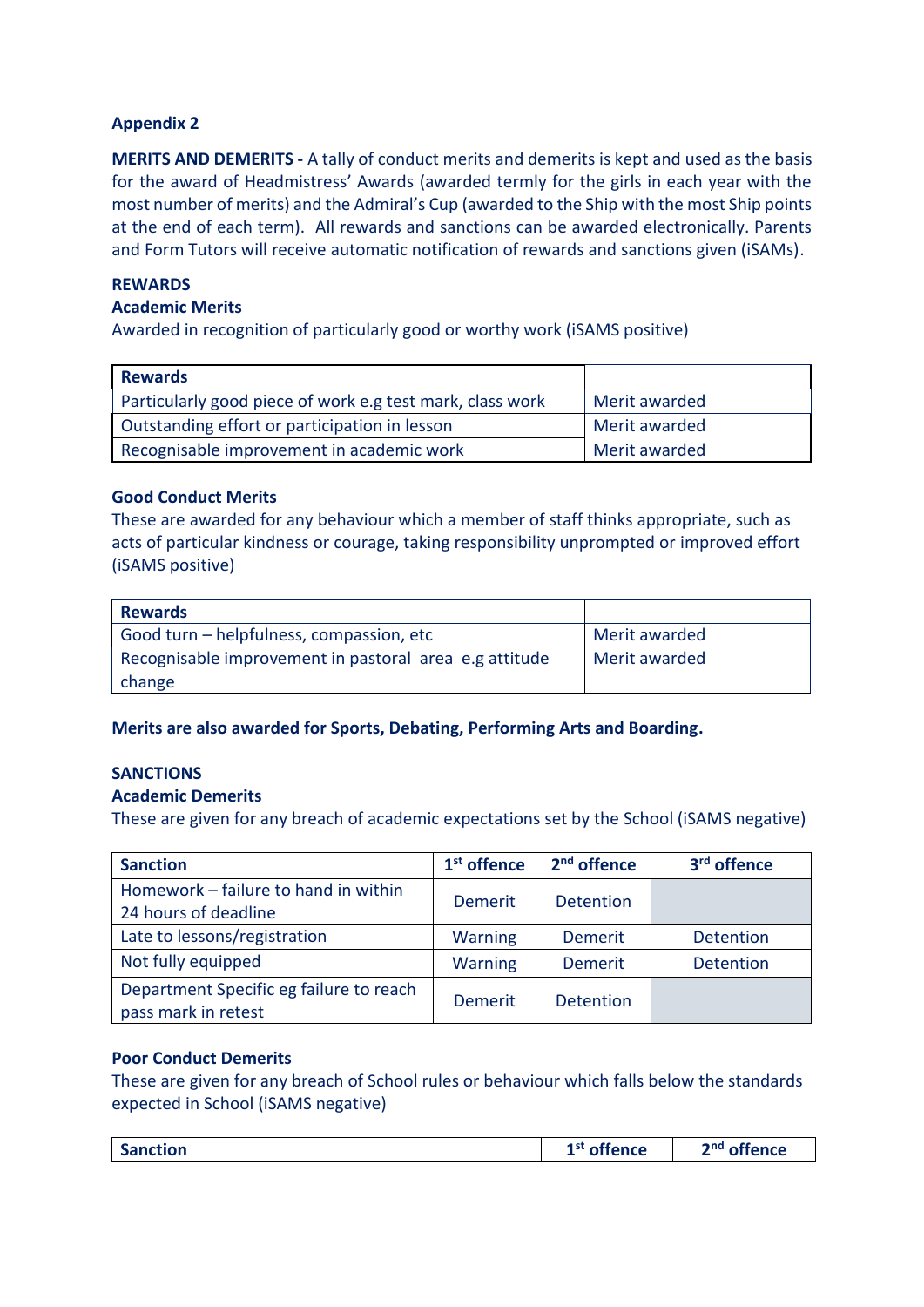**Appendix 2**

**MERITS AND DEMERITS -** A tally of conduct merits and demerits is kept and used as the basis for the award of Headmistress' Awards (awarded termly for the girls in each year with the most number of merits) and the Admiral's Cup (awarded to the Ship with the most Ship points at the end of each term). All rewards and sanctions can be awarded electronically. Parents and Form Tutors will receive automatic notification of rewards and sanctions given (iSAMs).

**REWARDS**

**Academic Merits**

Awarded in recognition of particularly good or worthy work (iSAMS positive)

| Rewards | |
|---|---|
| Particularly good piece of work e.g test mark, class work | Merit awarded |
| Outstanding effort or participation in lesson | Merit awarded |
| Recognisable improvement in academic work | Merit awarded |

**Good Conduct Merits**

These are awarded for any behaviour which a member of staff thinks appropriate, such as acts of particular kindness or courage, taking responsibility unprompted or improved effort (iSAMS positive)

| Rewards | |
|---|---|
| Good turn – helpfulness, compassion, etc | Merit awarded |
| Recognisable improvement in pastoral area e.g attitude change | Merit awarded |

**Merits are also awarded for Sports, Debating, Performing Arts and Boarding.**

**SANCTIONS**

**Academic Demerits**

These are given for any breach of academic expectations set by the School (iSAMS negative)

| Sanction | 1st offence | 2nd offence | 3rd offence |
|---|---|---|---|
| Homework – failure to hand in within 24 hours of deadline | Demerit | Detention | |
| Late to lessons/registration | Warning | Demerit | Detention |
| Not fully equipped | Warning | Demerit | Detention |
| Department Specific eg failure to reach pass mark in retest | Demerit | Detention | |

**Poor Conduct Demerits**

These are given for any breach of School rules or behaviour which falls below the standards expected in School (iSAMS negative)

| Sanction | 1st offence | 2nd offence |
|---|---|---|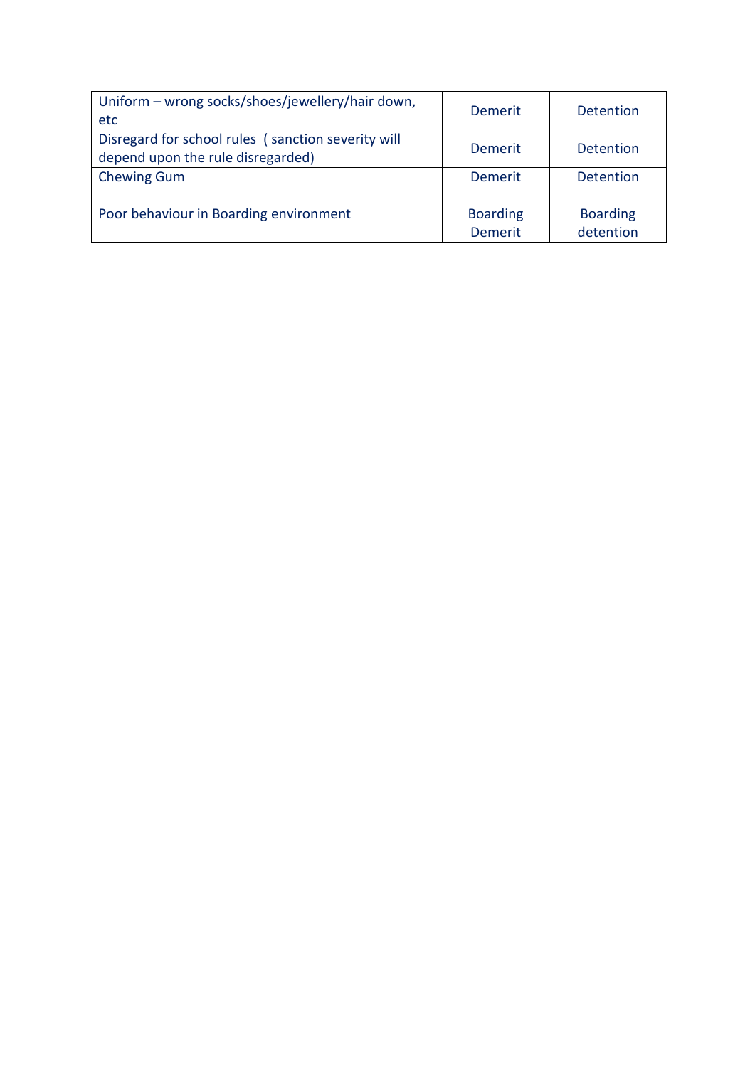| | | |
|---|---|---|
| Uniform – wrong socks/shoes/jewellery/hair down, etc | Demerit | Detention |
| Disregard for school rules ( sanction severity will depend upon the rule disregarded) | Demerit | Detention |
| Chewing Gum<br><br>Poor behaviour in Boarding environment | Demerit<br><br>Boarding Demerit | Detention<br><br>Boarding detention |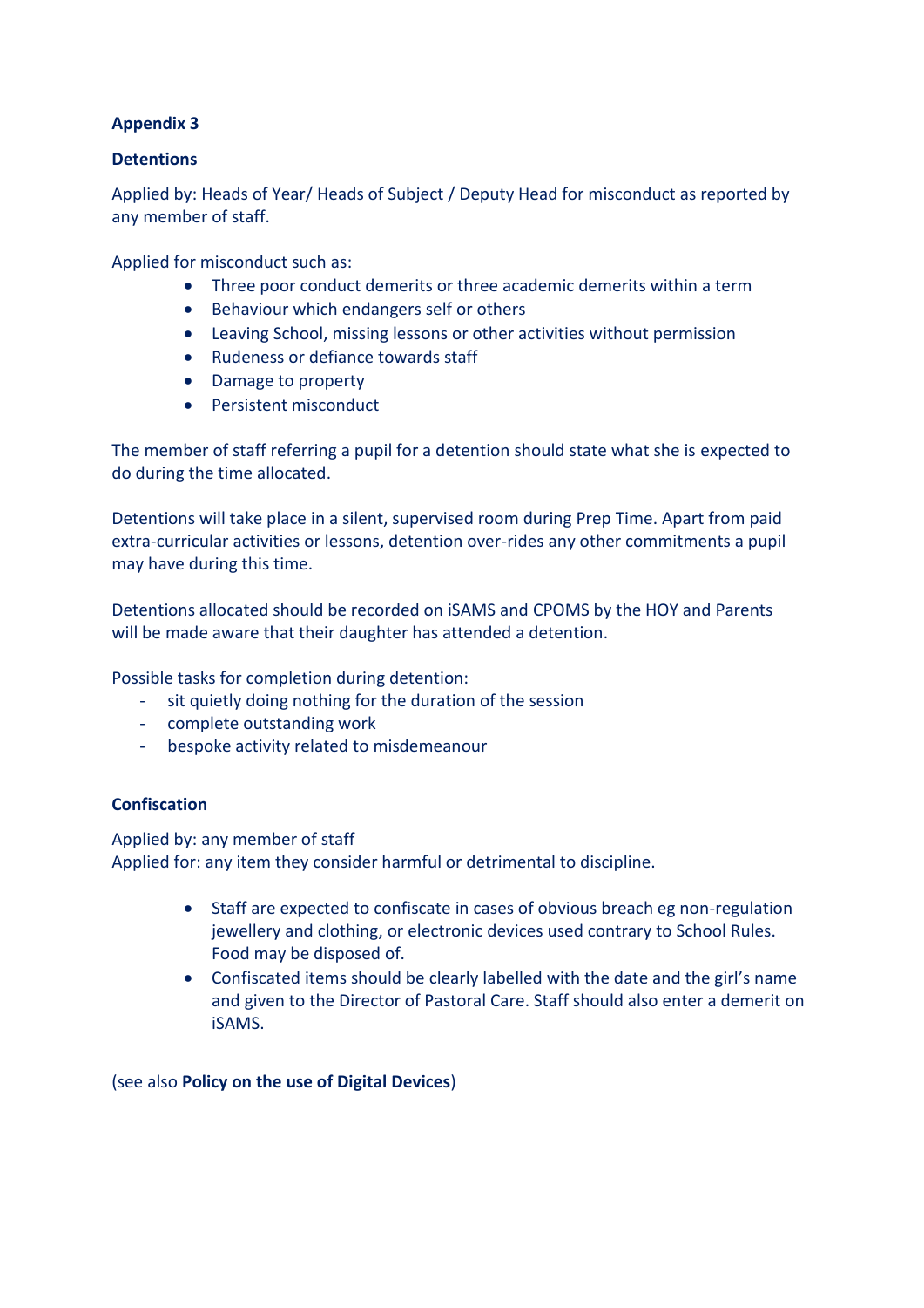**Appendix 3**

**Detentions**

Applied by: Heads of Year/ Heads of Subject / Deputy Head for misconduct as reported by any member of staff.

Applied for misconduct such as:

- Three poor conduct demerits or three academic demerits within a term
- Behaviour which endangers self or others
- Leaving School, missing lessons or other activities without permission
- Rudeness or defiance towards staff
- Damage to property
- Persistent misconduct

The member of staff referring a pupil for a detention should state what she is expected to do during the time allocated.

Detentions will take place in a silent, supervised room during Prep Time. Apart from paid extra-curricular activities or lessons, detention over-rides any other commitments a pupil may have during this time.

Detentions allocated should be recorded on iSAMS and CPOMS by the HOY and Parents will be made aware that their daughter has attended a detention.

Possible tasks for completion during detention:

- sit quietly doing nothing for the duration of the session
- complete outstanding work
- bespoke activity related to misdemeanour

**Confiscation**

Applied by: any member of staff
Applied for: any item they consider harmful or detrimental to discipline.

- Staff are expected to confiscate in cases of obvious breach eg non-regulation jewellery and clothing, or electronic devices used contrary to School Rules. Food may be disposed of.
- Confiscated items should be clearly labelled with the date and the girl's name and given to the Director of Pastoral Care. Staff should also enter a demerit on iSAMS.

(see also **Policy on the use of Digital Devices**)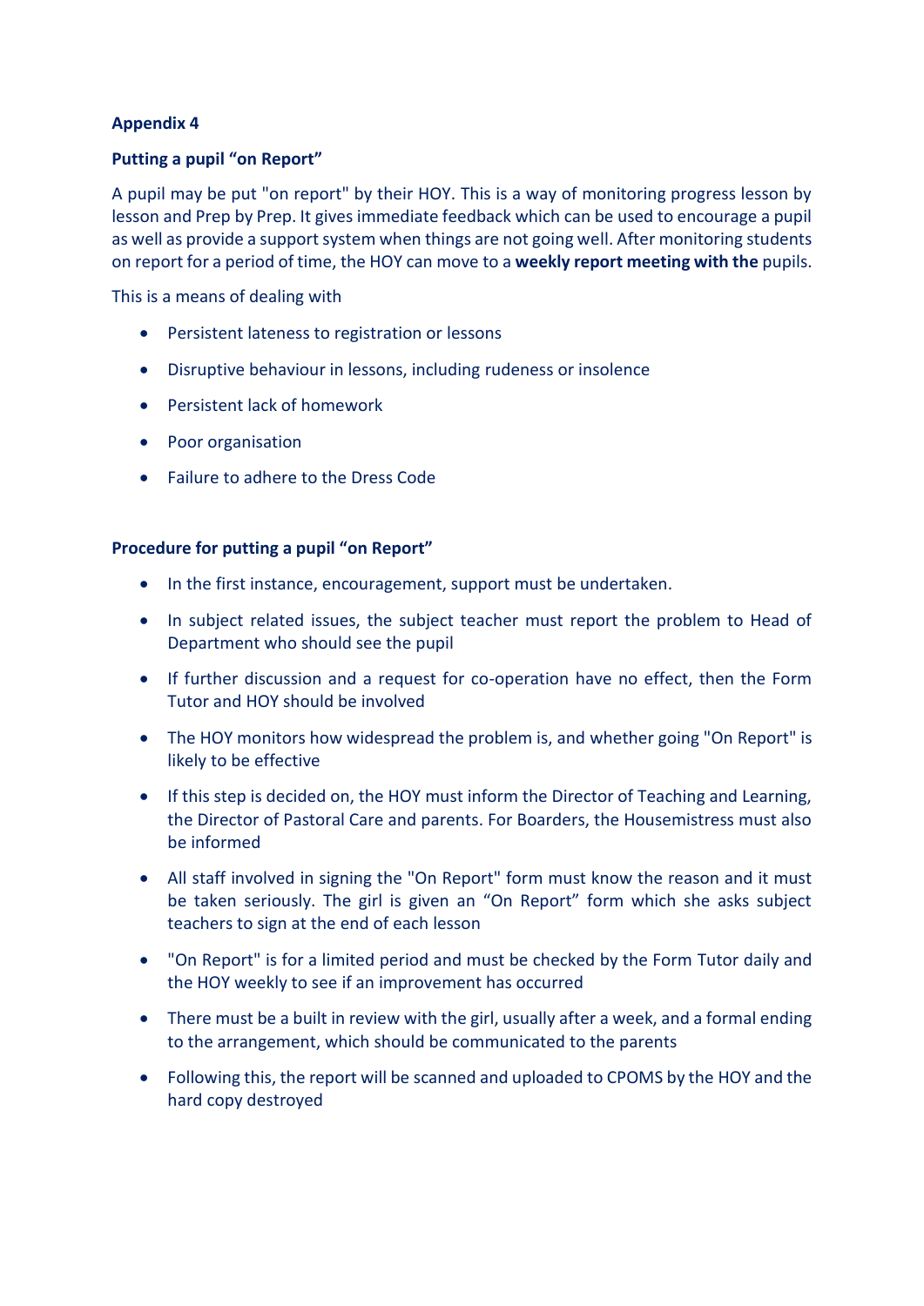**Appendix 4**

**Putting a pupil "on Report"**

A pupil may be put "on report" by their HOY. This is a way of monitoring progress lesson by lesson and Prep by Prep. It gives immediate feedback which can be used to encourage a pupil as well as provide a support system when things are not going well. After monitoring students on report for a period of time, the HOY can move to a **weekly report meeting with the** pupils.

This is a means of dealing with

- Persistent lateness to registration or lessons
- Disruptive behaviour in lessons, including rudeness or insolence
- Persistent lack of homework
- Poor organisation
- Failure to adhere to the Dress Code

**Procedure for putting a pupil "on Report"**

- In the first instance, encouragement, support must be undertaken.
- In subject related issues, the subject teacher must report the problem to Head of Department who should see the pupil
- If further discussion and a request for co-operation have no effect, then the Form Tutor and HOY should be involved
- The HOY monitors how widespread the problem is, and whether going "On Report" is likely to be effective
- If this step is decided on, the HOY must inform the Director of Teaching and Learning, the Director of Pastoral Care and parents. For Boarders, the Housemistress must also be informed
- All staff involved in signing the "On Report" form must know the reason and it must be taken seriously. The girl is given an "On Report" form which she asks subject teachers to sign at the end of each lesson
- "On Report" is for a limited period and must be checked by the Form Tutor daily and the HOY weekly to see if an improvement has occurred
- There must be a built in review with the girl, usually after a week, and a formal ending to the arrangement, which should be communicated to the parents
- Following this, the report will be scanned and uploaded to CPOMS by the HOY and the hard copy destroyed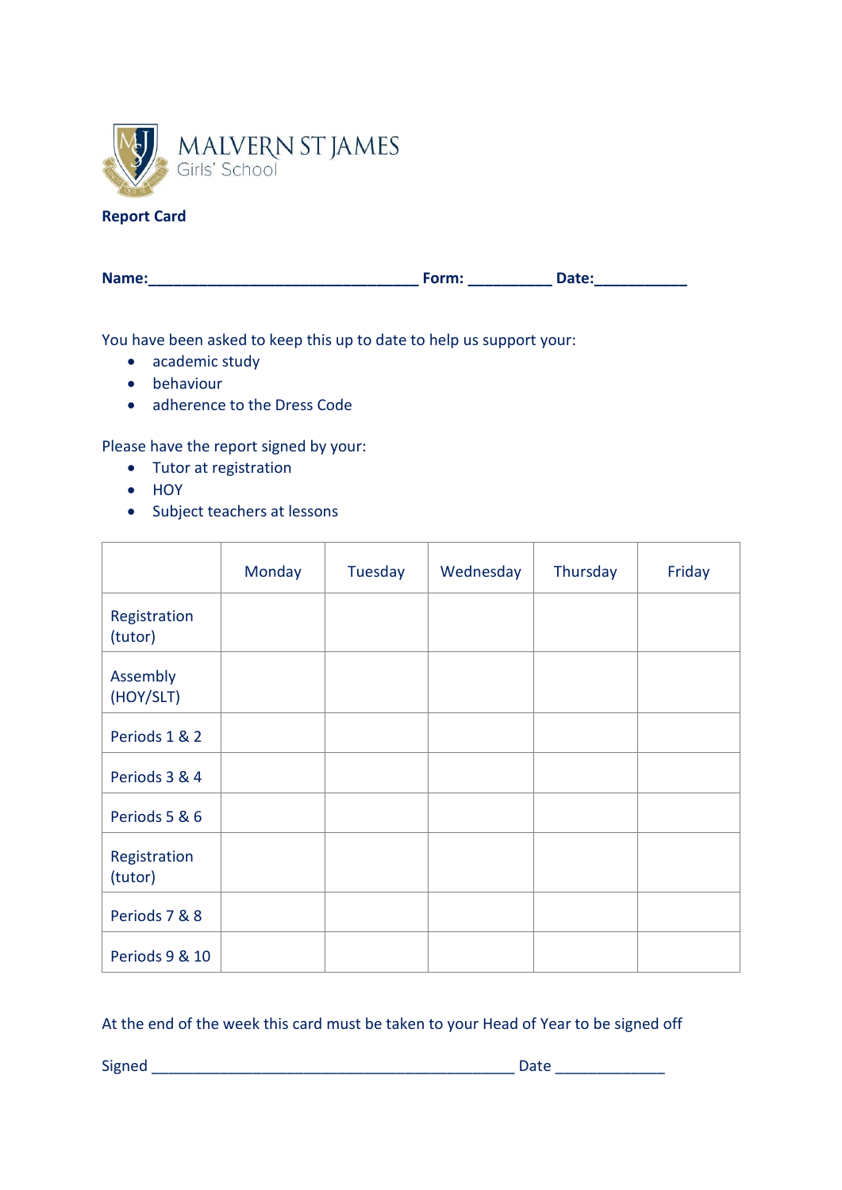MALVERN ST JAMES
Girls' School

**Report Card**

**Name:________________________________ Form: __________ Date:___________**

You have been asked to keep this up to date to help us support your:

- academic study
- behaviour
- adherence to the Dress Code

Please have the report signed by your:

- Tutor at registration
- HOY
- Subject teachers at lessons

| | Monday | Tuesday | Wednesday | Thursday | Friday |
|---|---|---|---|---|---|
| Registration (tutor) | | | | | |
| Assembly (HOY/SLT) | | | | | |
| Periods 1 & 2 | | | | | |
| Periods 3 & 4 | | | | | |
| Periods 5 & 6 | | | | | |
| Registration (tutor) | | | | | |
| Periods 7 & 8 | | | | | |
| Periods 9 & 10 | | | | | |

At the end of the week this card must be taken to your Head of Year to be signed off

Signed ___________________________________________ Date _____________